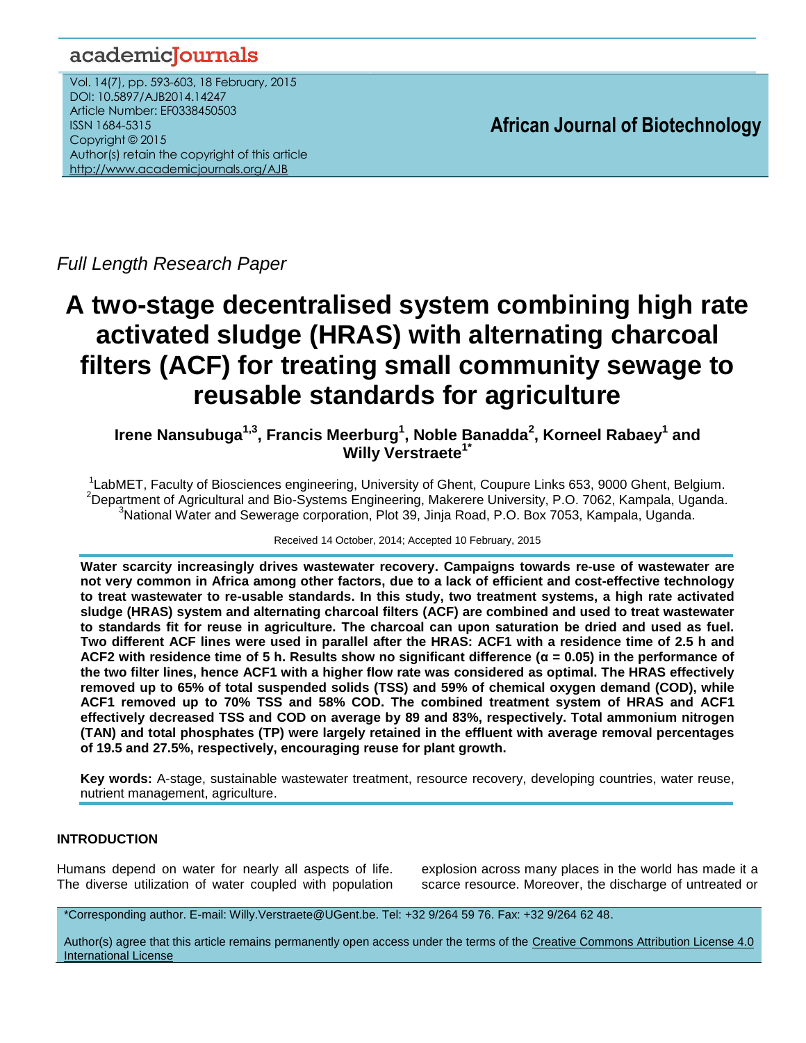*Full Length Research Paper*

# A two-stage decentralised system combining high rate activated sludge (HRAS) with alternating charcoal filters (ACF) for treating small community sewage to reusable standards for agriculture

**Irene Nansubuga[1,3], Francis Meerburg[1], Noble Banadda[2], Korneel Rabaey[1] and Willy Verstraete[1*]**

[1]LabMET, Faculty of Biosciences engineering, University of Ghent, Coupure Links 653, 9000 Ghent, Belgium.
[2]Department of Agricultural and Bio-Systems Engineering, Makerere University, P.O. 7062, Kampala, Uganda.
[3]National Water and Sewerage corporation, Plot 39, Jinja Road, P.O. Box 7053, Kampala, Uganda.

Received 14 October, 2014; Accepted 10 February, 2015

**Water scarcity increasingly drives wastewater recovery. Campaigns towards re-use of wastewater are not very common in Africa among other factors, due to a lack of efficient and cost-effective technology to treat wastewater to re-usable standards. In this study, two treatment systems, a high rate activated sludge (HRAS) system and alternating charcoal filters (ACF) are combined and used to treat wastewater to standards fit for reuse in agriculture. The charcoal can upon saturation be dried and used as fuel. Two different ACF lines were used in parallel after the HRAS: ACF1 with a residence time of 2.5 h and ACF2 with residence time of 5 h. Results show no significant difference (α = 0.05) in the performance of the two filter lines, hence ACF1 with a higher flow rate was considered as optimal. The HRAS effectively removed up to 65% of total suspended solids (TSS) and 59% of chemical oxygen demand (COD), while ACF1 removed up to 70% TSS and 58% COD. The combined treatment system of HRAS and ACF1 effectively decreased TSS and COD on average by 89 and 83%, respectively. Total ammonium nitrogen (TAN) and total phosphates (TP) were largely retained in the effluent with average removal percentages of 19.5 and 27.5%, respectively, encouraging reuse for plant growth.**

**Key words:** A-stage, sustainable wastewater treatment, resource recovery, developing countries, water reuse, nutrient management, agriculture.

## INTRODUCTION

Humans depend on water for nearly all aspects of life. The diverse utilization of water coupled with population explosion across many places in the world has made it a scarce resource. Moreover, the discharge of untreated or

*Corresponding author. E-mail: Willy.Verstraete@UGent.be. Tel: +32 9/264 59 76. Fax: +32 9/264 62 48.

Author(s) agree that this article remains permanently open access under the terms of the Creative Commons Attribution License 4.0 International License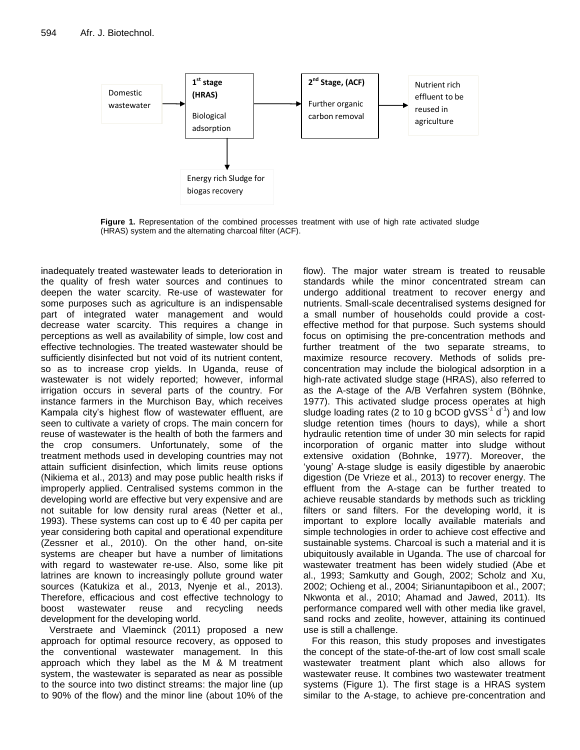Domestic wastewater → 1st stage (HRAS) Biological adsorption → 2nd Stage, (ACF) Further organic carbon removal → Nutrient rich effluent to be reused in agriculture

1st stage (HRAS) ↓ Energy rich Sludge for biogas recovery

**Figure 1.** Representation of the combined processes treatment with use of high rate activated sludge (HRAS) system and the alternating charcoal filter (ACF).

inadequately treated wastewater leads to deterioration in the quality of fresh water sources and continues to deepen the water scarcity. Re-use of wastewater for some purposes such as agriculture is an indispensable part of integrated water management and would decrease water scarcity. This requires a change in perceptions as well as availability of simple, low cost and effective technologies. The treated wastewater should be sufficiently disinfected but not void of its nutrient content, so as to increase crop yields. In Uganda, reuse of wastewater is not widely reported; however, informal irrigation occurs in several parts of the country. For instance farmers in the Murchison Bay, which receives Kampala city's highest flow of wastewater effluent, are seen to cultivate a variety of crops. The main concern for reuse of wastewater is the health of both the farmers and the crop consumers. Unfortunately, some of the treatment methods used in developing countries may not attain sufficient disinfection, which limits reuse options (Nikiema et al., 2013) and may pose public health risks if improperly applied. Centralised systems common in the developing world are effective but very expensive and are not suitable for low density rural areas (Netter et al., 1993). These systems can cost up to € 40 per capita per year considering both capital and operational expenditure (Zessner et al., 2010). On the other hand, on-site systems are cheaper but have a number of limitations with regard to wastewater re-use. Also, some like pit latrines are known to increasingly pollute ground water sources (Katukiza et al., 2013, Nyenje et al., 2013). Therefore, efficacious and cost effective technology to boost wastewater reuse and recycling needs development for the developing world.

Verstraete and Vlaeminck (2011) proposed a new approach for optimal resource recovery, as opposed to the conventional wastewater management. In this approach which they label as the M & M treatment system, the wastewater is separated as near as possible to the source into two distinct streams: the major line (up to 90% of the flow) and the minor line (about 10% of the flow). The major water stream is treated to reusable standards while the minor concentrated stream can undergo additional treatment to recover energy and nutrients. Small-scale decentralised systems designed for a small number of households could provide a cost-effective method for that purpose. Such systems should focus on optimising the pre-concentration methods and further treatment of the two separate streams, to maximize resource recovery. Methods of solids pre-concentration may include the biological adsorption in a high-rate activated sludge stage (HRAS), also referred to as the A-stage of the A/B Verfahren system (Böhnke, 1977). This activated sludge process operates at high sludge loading rates (2 to 10 g bCOD $gVSS^{-1}$ $d^{-1}$) and low sludge retention times (hours to days), while a short hydraulic retention time of under 30 min selects for rapid incorporation of organic matter into sludge without extensive oxidation (Bohnke, 1977). Moreover, the 'young' A-stage sludge is easily digestible by anaerobic digestion (De Vrieze et al., 2013) to recover energy. The effluent from the A-stage can be further treated to achieve reusable standards by methods such as trickling filters or sand filters. For the developing world, it is important to explore locally available materials and simple technologies in order to achieve cost effective and sustainable systems. Charcoal is such a material and it is ubiquitously available in Uganda. The use of charcoal for wastewater treatment has been widely studied (Abe et al., 1993; Samkutty and Gough, 2002; Scholz and Xu, 2002; Ochieng et al., 2004; Sirianuntapiboon et al., 2007; Nkwonta et al., 2010; Ahamad and Jawed, 2011). Its performance compared well with other media like gravel, sand rocks and zeolite, however, attaining its continued use is still a challenge.

For this reason, this study proposes and investigates the concept of the state-of-the-art of low cost small scale wastewater treatment plant which also allows for wastewater reuse. It combines two wastewater treatment systems (Figure 1). The first stage is a HRAS system similar to the A-stage, to achieve pre-concentration and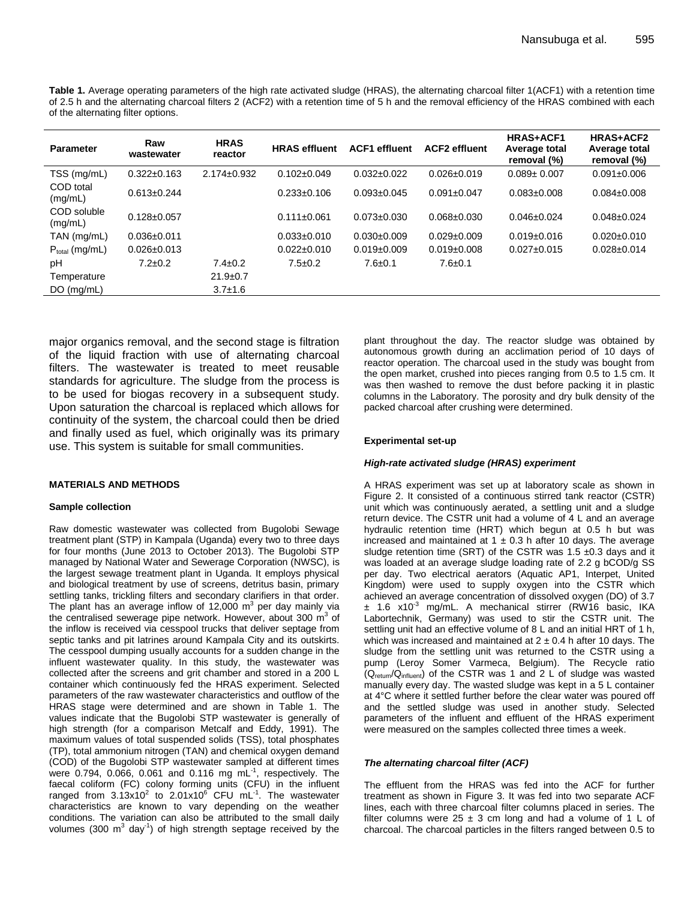**Table 1.** Average operating parameters of the high rate activated sludge (HRAS), the alternating charcoal filter 1(ACF1) with a retention time of 2.5 h and the alternating charcoal filters 2 (ACF2) with a retention time of 5 h and the removal efficiency of the HRAS combined with each of the alternating filter options.

| Parameter | Raw wastewater | HRAS reactor | HRAS effluent | ACF1 effluent | ACF2 effluent | HRAS+ACF1 Average total removal (%) | HRAS+ACF2 Average total removal (%) |
|---|---|---|---|---|---|---|---|
| TSS (mg/mL) | 0.322±0.163 | 2.174±0.932 | 0.102±0.049 | 0.032±0.022 | 0.026±0.019 | 0.089± 0.007 | 0.091±0.006 |
| COD total (mg/mL) | 0.613±0.244 | | 0.233±0.106 | 0.093±0.045 | 0.091±0.047 | 0.083±0.008 | 0.084±0.008 |
| COD soluble (mg/mL) | 0.128±0.057 | | 0.111±0.061 | 0.073±0.030 | 0.068±0.030 | 0.046±0.024 | 0.048±0.024 |
| TAN (mg/mL) | 0.036±0.011 | | 0.033±0.010 | 0.030±0.009 | 0.029±0.009 | 0.019±0.016 | 0.020±0.010 |
| $P_{total}$ (mg/mL) | 0.026±0.013 | | 0.022±0.010 | 0.019±0.009 | 0.019±0.008 | 0.027±0.015 | 0.028±0.014 |
| pH | 7.2±0.2 | 7.4±0.2 | 7.5±0.2 | 7.6±0.1 | 7.6±0.1 | | |
| Temperature | | 21.9±0.7 | | | | | |
| DO (mg/mL) | | 3.7±1.6 | | | | | |

major organics removal, and the second stage is filtration of the liquid fraction with use of alternating charcoal filters. The wastewater is treated to meet reusable standards for agriculture. The sludge from the process is to be used for biogas recovery in a subsequent study. Upon saturation the charcoal is replaced which allows for continuity of the system, the charcoal could then be dried and finally used as fuel, which originally was its primary use. This system is suitable for small communities.

## MATERIALS AND METHODS

### Sample collection

Raw domestic wastewater was collected from Bugolobi Sewage treatment plant (STP) in Kampala (Uganda) every two to three days for four months (June 2013 to October 2013). The Bugolobi STP managed by National Water and Sewerage Corporation (NWSC), is the largest sewage treatment plant in Uganda. It employs physical and biological treatment by use of screens, detritus basin, primary settling tanks, trickling filters and secondary clarifiers in that order. The plant has an average inflow of 12,000 $m^3$ per day mainly via the centralised sewerage pipe network. However, about 300 $m^3$ of the inflow is received via cesspool trucks that deliver septage from septic tanks and pit latrines around Kampala City and its outskirts. The cesspool dumping usually accounts for a sudden change in the influent wastewater quality. In this study, the wastewater was collected after the screens and grit chamber and stored in a 200 L container which continuously fed the HRAS experiment. Selected parameters of the raw wastewater characteristics and outflow of the HRAS stage were determined and are shown in Table 1. The values indicate that the Bugolobi STP wastewater is generally of high strength (for a comparison Metcalf and Eddy, 1991). The maximum values of total suspended solids (TSS), total phosphates (TP), total ammonium nitrogen (TAN) and chemical oxygen demand (COD) of the Bugolobi STP wastewater sampled at different times were 0.794, 0.066, 0.061 and 0.116 mg $mL^{-1}$, respectively. The faecal coliform (FC) colony forming units (CFU) in the influent ranged from $3.13 \times 10^2$ to $2.01 \times 10^6$ CFU $mL^{-1}$. The wastewater characteristics are known to vary depending on the weather conditions. The variation can also be attributed to the small daily volumes (300 $m^3$ $day^{-1}$) of high strength septage received by the plant throughout the day. The reactor sludge was obtained by autonomous growth during an acclimation period of 10 days of reactor operation. The charcoal used in the study was bought from the open market, crushed into pieces ranging from 0.5 to 1.5 cm. It was then washed to remove the dust before packing it in plastic columns in the Laboratory. The porosity and dry bulk density of the packed charcoal after crushing were determined.

### Experimental set-up

#### *High-rate activated sludge (HRAS) experiment*

A HRAS experiment was set up at laboratory scale as shown in Figure 2. It consisted of a continuous stirred tank reactor (CSTR) unit which was continuously aerated, a settling unit and a sludge return device. The CSTR unit had a volume of 4 L and an average hydraulic retention time (HRT) which begun at 0.5 h but was increased and maintained at 1 ± 0.3 h after 10 days. The average sludge retention time (SRT) of the CSTR was 1.5 ±0.3 days and it was loaded at an average sludge loading rate of 2.2 g bCOD/g SS per day. Two electrical aerators (Aquatic AP1, Interpet, United Kingdom) were used to supply oxygen into the CSTR which achieved an average concentration of dissolved oxygen (DO) of 3.7 ± 1.6 $\times 10^{-3}$ mg/mL. A mechanical stirrer (RW16 basic, IKA Labortechnik, Germany) was used to stir the CSTR unit. The settling unit had an effective volume of 8 L and an initial HRT of 1 h, which was increased and maintained at 2 ± 0.4 h after 10 days. The sludge from the settling unit was returned to the CSTR using a pump (Leroy Somer Varmeca, Belgium). The Recycle ratio ($Q_{return}/Q_{influent}$) of the CSTR was 1 and 2 L of sludge was wasted manually every day. The wasted sludge was kept in a 5 L container at 4°C where it settled further before the clear water was poured off and the settled sludge was used in another study. Selected parameters of the influent and effluent of the HRAS experiment were measured on the samples collected three times a week.

#### *The alternating charcoal filter (ACF)*

The effluent from the HRAS was fed into the ACF for further treatment as shown in Figure 3. It was fed into two separate ACF lines, each with three charcoal filter columns placed in series. The filter columns were 25 ± 3 cm long and had a volume of 1 L of charcoal. The charcoal particles in the filters ranged between 0.5 to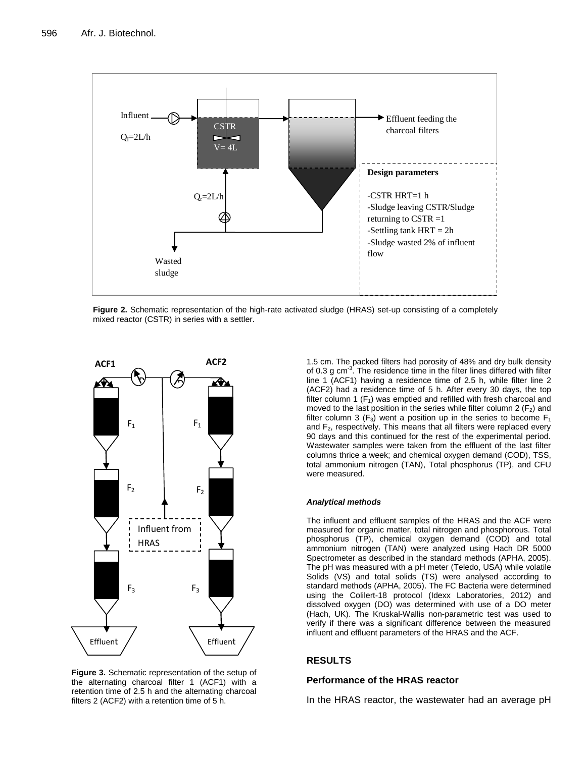**Figure 2.** Schematic representation of the high-rate activated sludge (HRAS) set-up consisting of a completely mixed reactor (CSTR) in series with a settler.

**Figure 3.** Schematic representation of the setup of the alternating charcoal filter 1 (ACF1) with a retention time of 2.5 h and the alternating charcoal filters 2 (ACF2) with a retention time of 5 h.

1.5 cm. The packed filters had porosity of 48% and dry bulk density of 0.3 g cm$^{-3}$. The residence time in the filter lines differed with filter line 1 (ACF1) having a residence time of 2.5 h, while filter line 2 (ACF2) had a residence time of 5 h. After every 30 days, the top filter column 1 ($F_1$) was emptied and refilled with fresh charcoal and moved to the last position in the series while filter column 2 ($F_2$) and filter column 3 ($F_3$) went a position up in the series to become $F_1$ and $F_2$, respectively. This means that all filters were replaced every 90 days and this continued for the rest of the experimental period. Wastewater samples were taken from the effluent of the last filter columns thrice a week; and chemical oxygen demand (COD), TSS, total ammonium nitrogen (TAN), Total phosphorus (TP), and CFU were measured.

#### *Analytical methods*

The influent and effluent samples of the HRAS and the ACF were measured for organic matter, total nitrogen and phosphorous. Total phosphorus (TP), chemical oxygen demand (COD) and total ammonium nitrogen (TAN) were analyzed using Hach DR 5000 Spectrometer as described in the standard methods (APHA, 2005). The pH was measured with a pH meter (Teledo, USA) while volatile Solids (VS) and total solids (TS) were analysed according to standard methods (APHA, 2005). The FC Bacteria were determined using the Colilert-18 protocol (Idexx Laboratories, 2012) and dissolved oxygen (DO) was determined with use of a DO meter (Hach, UK). The Kruskal-Wallis non-parametric test was used to verify if there was a significant difference between the measured influent and effluent parameters of the HRAS and the ACF.

## RESULTS

### Performance of the HRAS reactor

In the HRAS reactor, the wastewater had an average pH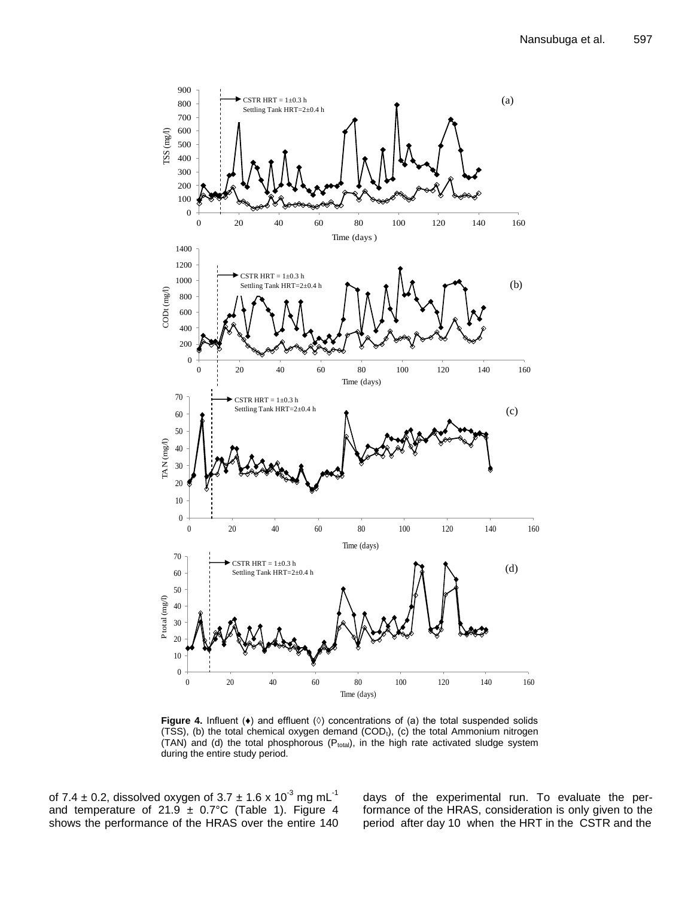**Figure 4.** Influent (♦) and effluent (◊) concentrations of (a) the total suspended solids (TSS), (b) the total chemical oxygen demand ($COD_t$), (c) the total Ammonium nitrogen (TAN) and (d) the total phosphorous ($P_{total}$), in the high rate activated sludge system during the entire study period.

of 7.4 ± 0.2, dissolved oxygen of $3.7 \pm 1.6 \times 10^{-3}$ mg $mL^{-1}$ and temperature of 21.9 ± 0.7°C (Table 1). Figure 4 shows the performance of the HRAS over the entire 140 days of the experimental run. To evaluate the performance of the HRAS, consideration is only given to the period after day 10 when the HRT in the CSTR and the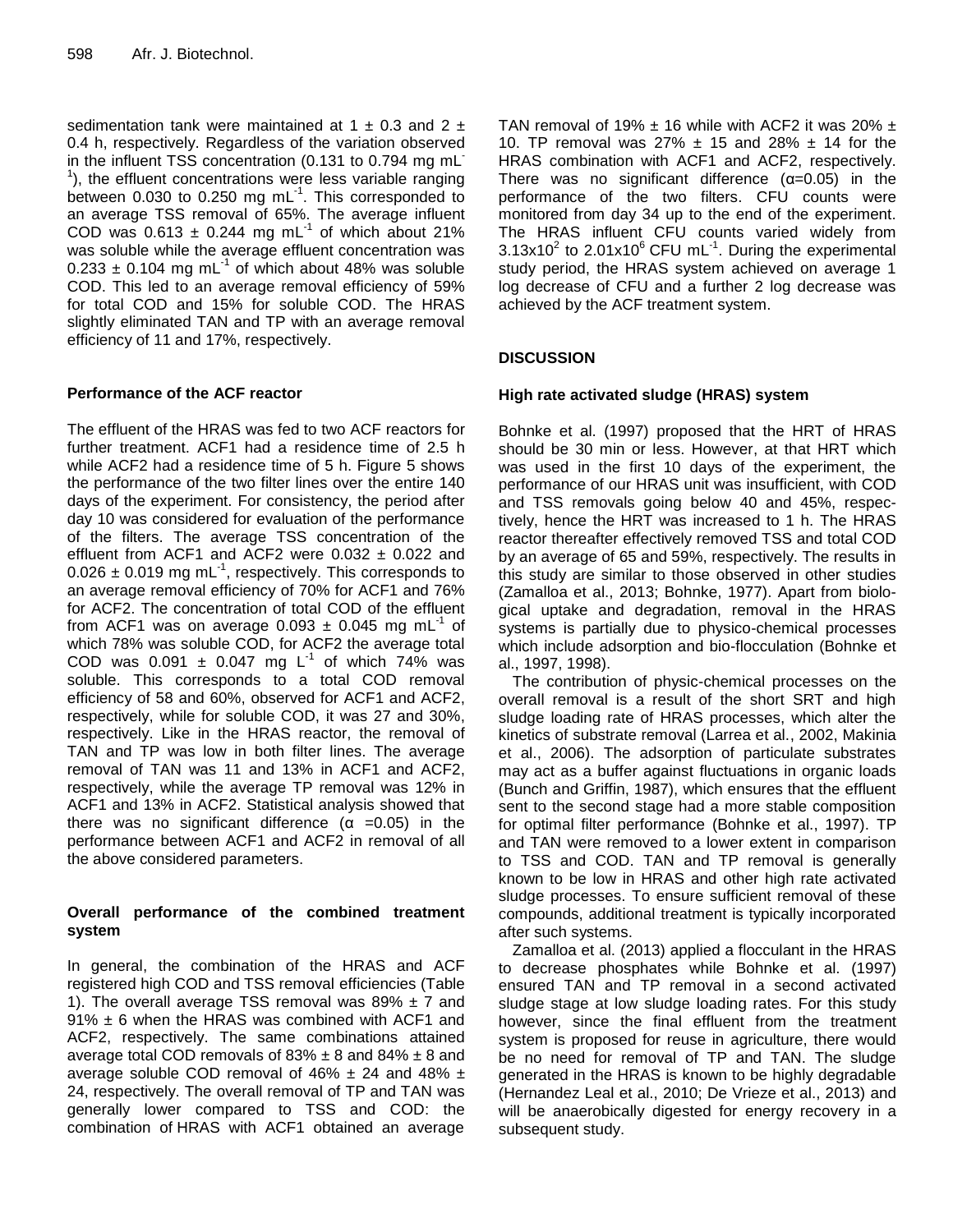sedimentation tank were maintained at 1 ± 0.3 and 2 ± 0.4 h, respectively. Regardless of the variation observed in the influent TSS concentration (0.131 to 0.794 mg $mL^{-1}$), the effluent concentrations were less variable ranging between 0.030 to 0.250 mg $mL^{-1}$. This corresponded to an average TSS removal of 65%. The average influent COD was 0.613 ± 0.244 mg $mL^{-1}$ of which about 21% was soluble while the average effluent concentration was 0.233 ± 0.104 mg $mL^{-1}$ of which about 48% was soluble COD. This led to an average removal efficiency of 59% for total COD and 15% for soluble COD. The HRAS slightly eliminated TAN and TP with an average removal efficiency of 11 and 17%, respectively.

### Performance of the ACF reactor

The effluent of the HRAS was fed to two ACF reactors for further treatment. ACF1 had a residence time of 2.5 h while ACF2 had a residence time of 5 h. Figure 5 shows the performance of the two filter lines over the entire 140 days of the experiment. For consistency, the period after day 10 was considered for evaluation of the performance of the filters. The average TSS concentration of the effluent from ACF1 and ACF2 were 0.032 ± 0.022 and 0.026 ± 0.019 mg $mL^{-1}$, respectively. This corresponds to an average removal efficiency of 70% for ACF1 and 76% for ACF2. The concentration of total COD of the effluent from ACF1 was on average 0.093 ± 0.045 mg $mL^{-1}$ of which 78% was soluble COD, for ACF2 the average total COD was 0.091 ± 0.047 mg $L^{-1}$ of which 74% was soluble. This corresponds to a total COD removal efficiency of 58 and 60%, observed for ACF1 and ACF2, respectively, while for soluble COD, it was 27 and 30%, respectively. Like in the HRAS reactor, the removal of TAN and TP was low in both filter lines. The average removal of TAN was 11 and 13% in ACF1 and ACF2, respectively, while the average TP removal was 12% in ACF1 and 13% in ACF2. Statistical analysis showed that there was no significant difference ($\alpha$ =0.05) in the performance between ACF1 and ACF2 in removal of all the above considered parameters.

### Overall performance of the combined treatment system

In general, the combination of the HRAS and ACF registered high COD and TSS removal efficiencies (Table 1). The overall average TSS removal was 89% ± 7 and 91% ± 6 when the HRAS was combined with ACF1 and ACF2, respectively. The same combinations attained average total COD removals of 83% ± 8 and 84% ± 8 and average soluble COD removal of 46% ± 24 and 48% ± 24, respectively. The overall removal of TP and TAN was generally lower compared to TSS and COD: the combination of HRAS with ACF1 obtained an average TAN removal of 19% ± 16 while with ACF2 it was 20% ± 10. TP removal was 27% ± 15 and 28% ± 14 for the HRAS combination with ACF1 and ACF2, respectively. There was no significant difference ($\alpha$=0.05) in the performance of the two filters. CFU counts were monitored from day 34 up to the end of the experiment. The HRAS influent CFU counts varied widely from $3.13\times10^{2}$ to $2.01\times10^{6}$ CFU $mL^{-1}$. During the experimental study period, the HRAS system achieved on average 1 log decrease of CFU and a further 2 log decrease was achieved by the ACF treatment system.

## DISCUSSION

### High rate activated sludge (HRAS) system

Bohnke et al. (1997) proposed that the HRT of HRAS should be 30 min or less. However, at that HRT which was used in the first 10 days of the experiment, the performance of our HRAS unit was insufficient, with COD and TSS removals going below 40 and 45%, respectively, hence the HRT was increased to 1 h. The HRAS reactor thereafter effectively removed TSS and total COD by an average of 65 and 59%, respectively. The results in this study are similar to those observed in other studies (Zamalloa et al., 2013; Bohnke, 1977). Apart from biological uptake and degradation, removal in the HRAS systems is partially due to physico-chemical processes which include adsorption and bio-flocculation (Bohnke et al., 1997, 1998).

The contribution of physic-chemical processes on the overall removal is a result of the short SRT and high sludge loading rate of HRAS processes, which alter the kinetics of substrate removal (Larrea et al., 2002, Makinia et al., 2006). The adsorption of particulate substrates may act as a buffer against fluctuations in organic loads (Bunch and Griffin, 1987), which ensures that the effluent sent to the second stage had a more stable composition for optimal filter performance (Bohnke et al., 1997). TP and TAN were removed to a lower extent in comparison to TSS and COD. TAN and TP removal is generally known to be low in HRAS and other high rate activated sludge processes. To ensure sufficient removal of these compounds, additional treatment is typically incorporated after such systems.

Zamalloa et al. (2013) applied a flocculant in the HRAS to decrease phosphates while Bohnke et al. (1997) ensured TAN and TP removal in a second activated sludge stage at low sludge loading rates. For this study however, since the final effluent from the treatment system is proposed for reuse in agriculture, there would be no need for removal of TP and TAN. The sludge generated in the HRAS is known to be highly degradable (Hernandez Leal et al., 2010; De Vrieze et al., 2013) and will be anaerobically digested for energy recovery in a subsequent study.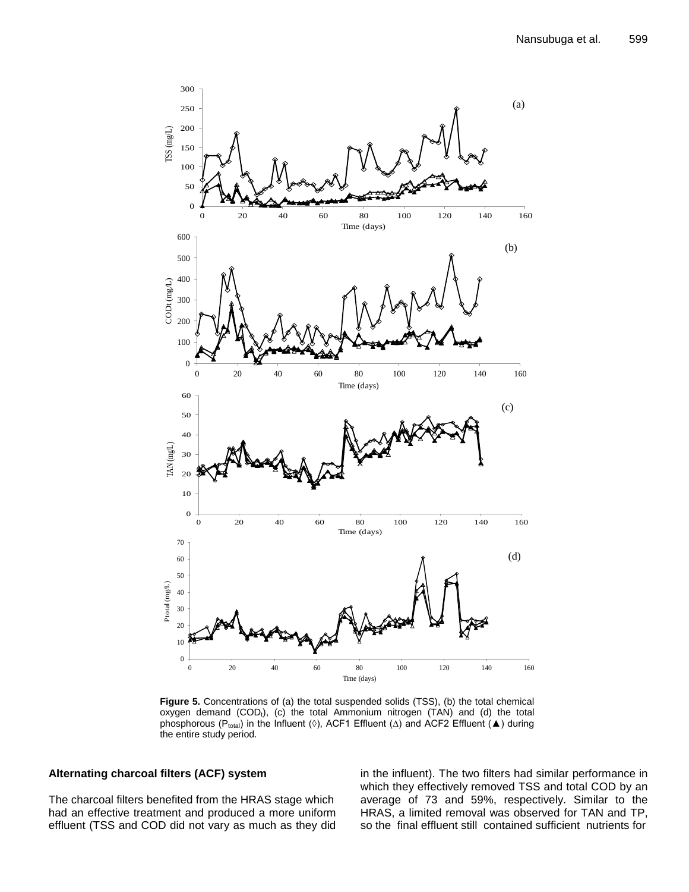**Figure 5.** Concentrations of (a) the total suspended solids (TSS), (b) the total chemical oxygen demand ($COD_t$), (c) the total Ammonium nitrogen (TAN) and (d) the total phosphorous ($P_{total}$) in the Influent (◊), ACF1 Effluent (∆) and ACF2 Effluent (▲) during the entire study period.

### Alternating charcoal filters (ACF) system

The charcoal filters benefited from the HRAS stage which had an effective treatment and produced a more uniform effluent (TSS and COD did not vary as much as they did in the influent). The two filters had similar performance in which they effectively removed TSS and total COD by an average of 73 and 59%, respectively. Similar to the HRAS, a limited removal was observed for TAN and TP, so the final effluent still contained sufficient nutrients for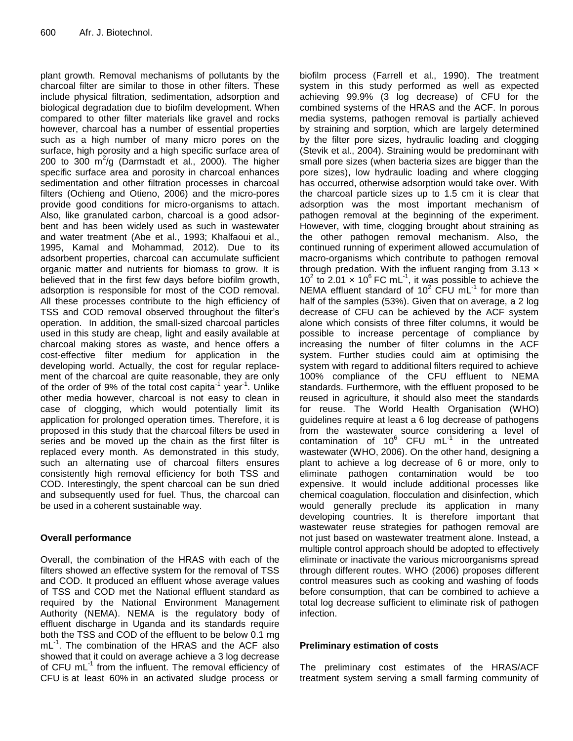plant growth. Removal mechanisms of pollutants by the charcoal filter are similar to those in other filters. These include physical filtration, sedimentation, adsorption and biological degradation due to biofilm development. When compared to other filter materials like gravel and rocks however, charcoal has a number of essential properties such as a high number of many micro pores on the surface, high porosity and a high specific surface area of 200 to 300 $m^2$/g (Darmstadt et al., 2000). The higher specific surface area and porosity in charcoal enhances sedimentation and other filtration processes in charcoal filters (Ochieng and Otieno, 2006) and the micro-pores provide good conditions for micro-organisms to attach. Also, like granulated carbon, charcoal is a good adsorbent and has been widely used as such in wastewater and water treatment (Abe et al., 1993; Khalfaoui et al., 1995, Kamal and Mohammad, 2012). Due to its adsorbent properties, charcoal can accumulate sufficient organic matter and nutrients for biomass to grow. It is believed that in the first few days before biofilm growth, adsorption is responsible for most of the COD removal. All these processes contribute to the high efficiency of TSS and COD removal observed throughout the filter's operation. In addition, the small-sized charcoal particles used in this study are cheap, light and easily available at charcoal making stores as waste, and hence offers a cost-effective filter medium for application in the developing world. Actually, the cost for regular replacement of the charcoal are quite reasonable, they are only of the order of 9% of the total cost capita$^{-1}$ year$^{-1}$. Unlike other media however, charcoal is not easy to clean in case of clogging, which would potentially limit its application for prolonged operation times. Therefore, it is proposed in this study that the charcoal filters be used in series and be moved up the chain as the first filter is replaced every month. As demonstrated in this study, such an alternating use of charcoal filters ensures consistently high removal efficiency for both TSS and COD. Interestingly, the spent charcoal can be sun dried and subsequently used for fuel. Thus, the charcoal can be used in a coherent sustainable way.

## Overall performance

Overall, the combination of the HRAS with each of the filters showed an effective system for the removal of TSS and COD. It produced an effluent whose average values of TSS and COD met the National effluent standard as required by the National Environment Management Authority (NEMA). NEMA is the regulatory body of effluent discharge in Uganda and its standards require both the TSS and COD of the effluent to be below 0.1 mg mL$^{-1}$. The combination of the HRAS and the ACF also showed that it could on average achieve a 3 log decrease of CFU mL$^{-1}$ from the influent. The removal efficiency of CFU is at least 60% in an activated sludge process or biofilm process (Farrell et al., 1990). The treatment system in this study performed as well as expected achieving 99.9% (3 log decrease) of CFU for the combined systems of the HRAS and the ACF. In porous media systems, pathogen removal is partially achieved by straining and sorption, which are largely determined by the filter pore sizes, hydraulic loading and clogging (Stevik et al., 2004). Straining would be predominant with small pore sizes (when bacteria sizes are bigger than the pore sizes), low hydraulic loading and where clogging has occurred, otherwise adsorption would take over. With the charcoal particle sizes up to 1.5 cm it is clear that adsorption was the most important mechanism of pathogen removal at the beginning of the experiment. However, with time, clogging brought about straining as the other pathogen removal mechanism. Also, the continued running of experiment allowed accumulation of macro-organisms which contribute to pathogen removal through predation. With the influent ranging from $3.13 \times 10^2$ to $2.01 \times 10^6$ FC mL$^{-1}$, it was possible to achieve the NEMA effluent standard of $10^2$ CFU mL$^{-1}$ for more than half of the samples (53%). Given that on average, a 2 log decrease of CFU can be achieved by the ACF system alone which consists of three filter columns, it would be possible to increase percentage of compliance by increasing the number of filter columns in the ACF system. Further studies could aim at optimising the system with regard to additional filters required to achieve 100% compliance of the CFU effluent to NEMA standards. Furthermore, with the effluent proposed to be reused in agriculture, it should also meet the standards for reuse. The World Health Organisation (WHO) guidelines require at least a 6 log decrease of pathogens from the wastewater source considering a level of contamination of $10^6$ CFU mL$^{-1}$ in the untreated wastewater (WHO, 2006). On the other hand, designing a plant to achieve a log decrease of 6 or more, only to eliminate pathogen contamination would be too expensive. It would include additional processes like chemical coagulation, flocculation and disinfection, which would generally preclude its application in many developing countries. It is therefore important that wastewater reuse strategies for pathogen removal are not just based on wastewater treatment alone. Instead, a multiple control approach should be adopted to effectively eliminate or inactivate the various microorganisms spread through different routes. WHO (2006) proposes different control measures such as cooking and washing of foods before consumption, that can be combined to achieve a total log decrease sufficient to eliminate risk of pathogen infection.

## Preliminary estimation of costs

The preliminary cost estimates of the HRAS/ACF treatment system serving a small farming community of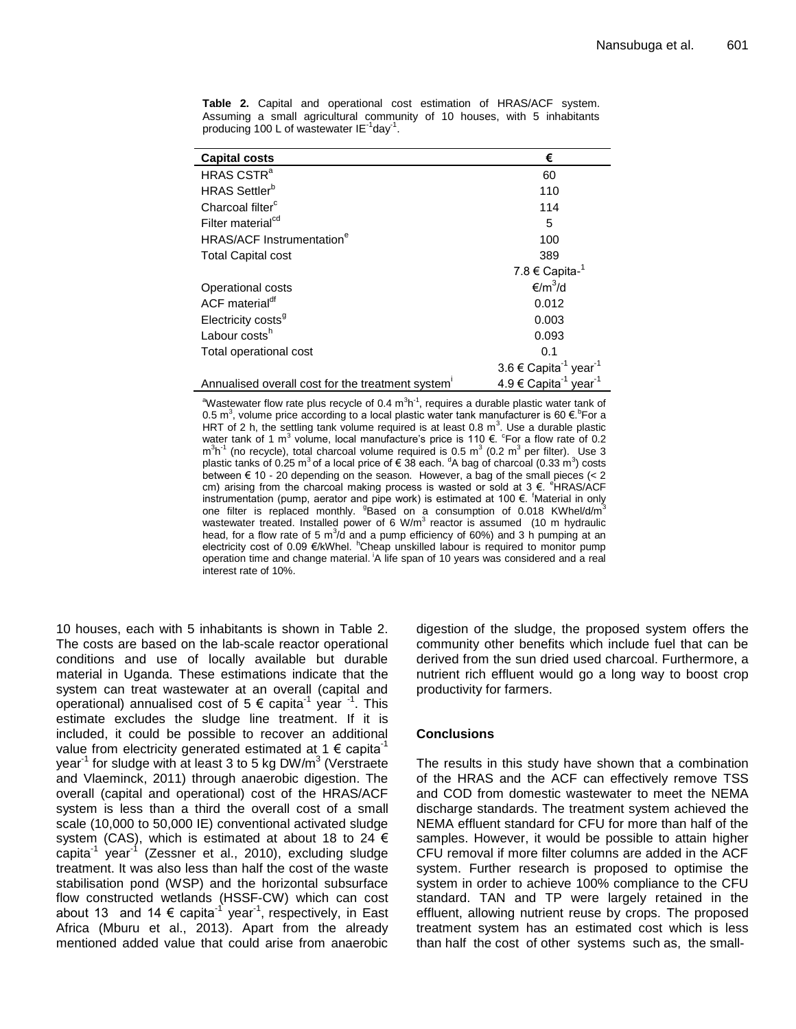**Table 2.** Capital and operational cost estimation of HRAS/ACF system. Assuming a small agricultural community of 10 houses, with 5 inhabitants producing 100 L of wastewater $IE^{-1}day^{-1}$.

| Capital costs | € |
|---|---|
| HRAS CSTR[a] | 60 |
| HRAS Settler[b] | 110 |
| Charcoal filter[c] | 114 |
| Filter material[cd] | 5 |
| HRAS/ACF Instrumentation[e] | 100 |
| Total Capital cost | 389 |
| | 7.8 € $Capita^{-1}$ |
| Operational costs | €/$m^3$/d |
| ACF material[df] | 0.012 |
| Electricity costs[g] | 0.003 |
| Labour costs[h] | 0.093 |
| Total operational cost | 0.1 |
| | 3.6 € $Capita^{-1}$ $year^{-1}$ |
| Annualised overall cost for the treatment system[i] | 4.9 € $Capita^{-1}$ $year^{-1}$ |

[a]Wastewater flow rate plus recycle of 0.4 $m^3h^{-1}$, requires a durable plastic water tank of 0.5 $m^3$, volume price according to a local plastic water tank manufacturer is 60 €.[b]For a HRT of 2 h, the settling tank volume required is at least 0.8 $m^3$. Use a durable plastic water tank of 1 $m^3$ volume, local manufacture's price is 110 €. [c]For a flow rate of 0.2 $m^3h^{-1}$ (no recycle), total charcoal volume required is 0.5 $m^3$ (0.2 $m^3$ per filter). Use 3 plastic tanks of 0.25 $m^3$ of a local price of € 38 each. [d]A bag of charcoal (0.33 $m^3$) costs between € 10 - 20 depending on the season. However, a bag of the small pieces (< 2 cm) arising from the charcoal making process is wasted or sold at 3 €. [e]HRAS/ACF instrumentation (pump, aerator and pipe work) is estimated at 100 €. [f]Material in only one filter is replaced monthly. [g]Based on a consumption of 0.018 KWhel/d/$m^3$ wastewater treated. Installed power of 6 W/$m^3$ reactor is assumed (10 m hydraulic head, for a flow rate of 5 $m^3$/d and a pump efficiency of 60%) and 3 h pumping at an electricity cost of 0.09 €/kWhel. [h]Cheap unskilled labour is required to monitor pump operation time and change material. [i]A life span of 10 years was considered and a real interest rate of 10%.

10 houses, each with 5 inhabitants is shown in Table 2. The costs are based on the lab-scale reactor operational conditions and use of locally available but durable material in Uganda. These estimations indicate that the system can treat wastewater at an overall (capital and operational) annualised cost of 5 € $capita^{-1}$ $year^{-1}$. This estimate excludes the sludge line treatment. If it is included, it could be possible to recover an additional value from electricity generated estimated at 1 € $capita^{-1}$ $year^{-1}$ for sludge with at least 3 to 5 kg DW/$m^3$ (Verstraete and Vlaeminck, 2011) through anaerobic digestion. The overall (capital and operational) cost of the HRAS/ACF system is less than a third the overall cost of a small scale (10,000 to 50,000 IE) conventional activated sludge system (CAS), which is estimated at about 18 to 24 € $capita^{-1}$ $year^{-1}$ (Zessner et al., 2010), excluding sludge treatment. It was also less than half the cost of the waste stabilisation pond (WSP) and the horizontal subsurface flow constructed wetlands (HSSF-CW) which can cost about 13 and 14 € $capita^{-1}$ $year^{-1}$, respectively, in East Africa (Mburu et al., 2013). Apart from the already mentioned added value that could arise from anaerobic digestion of the sludge, the proposed system offers the community other benefits which include fuel that can be derived from the sun dried used charcoal. Furthermore, a nutrient rich effluent would go a long way to boost crop productivity for farmers.

## Conclusions

The results in this study have shown that a combination of the HRAS and the ACF can effectively remove TSS and COD from domestic wastewater to meet the NEMA discharge standards. The treatment system achieved the NEMA effluent standard for CFU for more than half of the samples. However, it would be possible to attain higher CFU removal if more filter columns are added in the ACF system. Further research is proposed to optimise the system in order to achieve 100% compliance to the CFU standard. TAN and TP were largely retained in the effluent, allowing nutrient reuse by crops. The proposed treatment system has an estimated cost which is less than half the cost of other systems such as, the small-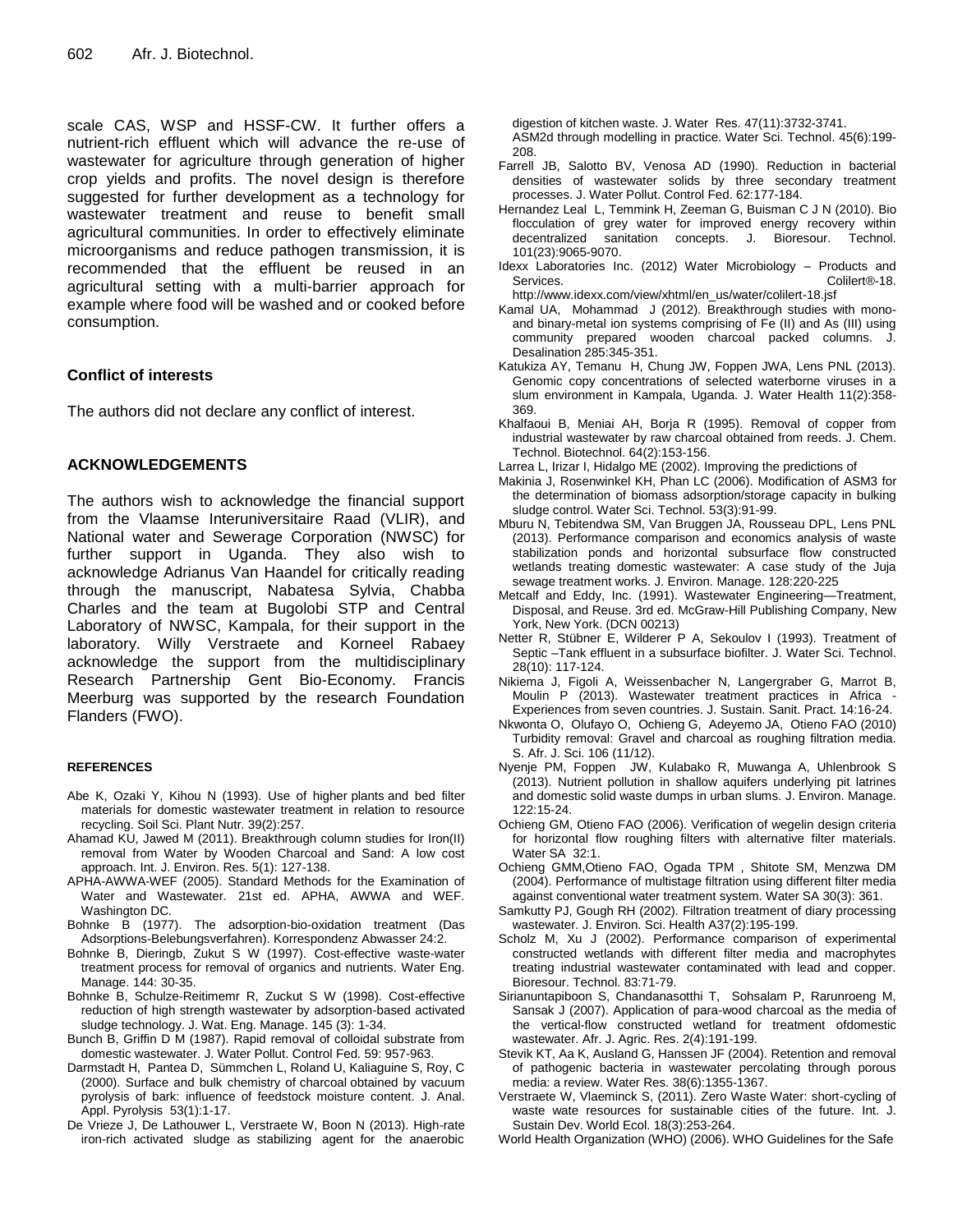scale CAS, WSP and HSSF-CW. It further offers a nutrient-rich effluent which will advance the re-use of wastewater for agriculture through generation of higher crop yields and profits. The novel design is therefore suggested for further development as a technology for wastewater treatment and reuse to benefit small agricultural communities. In order to effectively eliminate microorganisms and reduce pathogen transmission, it is recommended that the effluent be reused in an agricultural setting with a multi-barrier approach for example where food will be washed and or cooked before consumption.

## Conflict of interests

The authors did not declare any conflict of interest.

## ACKNOWLEDGEMENTS

The authors wish to acknowledge the financial support from the Vlaamse Interuniversitaire Raad (VLIR), and National water and Sewerage Corporation (NWSC) for further support in Uganda. They also wish to acknowledge Adrianus Van Haandel for critically reading through the manuscript, Nabatesa Sylvia, Chabba Charles and the team at Bugolobi STP and Central Laboratory of NWSC, Kampala, for their support in the laboratory. Willy Verstraete and Korneel Rabaey acknowledge the support from the multidisciplinary Research Partnership Gent Bio-Economy. Francis Meerburg was supported by the research Foundation Flanders (FWO).

## REFERENCES

Abe K, Ozaki Y, Kihou N (1993). Use of higher plants and bed filter materials for domestic wastewater treatment in relation to resource recycling. Soil Sci. Plant Nutr. 39(2):257.

Ahamad KU, Jawed M (2011). Breakthrough column studies for Iron(II) removal from Water by Wooden Charcoal and Sand: A low cost approach. Int. J. Environ. Res. 5(1): 127-138.

APHA-AWWA-WEF (2005). Standard Methods for the Examination of Water and Wastewater. 21st ed. APHA, AWWA and WEF. Washington DC.

Bohnke B (1977). The adsorption-bio-oxidation treatment (Das Adsorptions-Belebungsverfahren). Korrespondenz Abwasser 24:2.

Bohnke B, Dieringb, Zukut S W (1997). Cost-effective waste-water treatment process for removal of organics and nutrients. Water Eng. Manage. 144: 30-35.

Bohnke B, Schulze-Reitimemr R, Zuckut S W (1998). Cost-effective reduction of high strength wastewater by adsorption-based activated sludge technology. J. Wat. Eng. Manage. 145 (3): 1-34.

Bunch B, Griffin D M (1987). Rapid removal of colloidal substrate from domestic wastewater. J. Water Pollut. Control Fed. 59: 957-963.

Darmstadt H, Pantea D, Sümmchen L, Roland U, Kaliaguine S, Roy, C (2000). Surface and bulk chemistry of charcoal obtained by vacuum pyrolysis of bark: influence of feedstock moisture content. J. Anal. Appl. Pyrolysis 53(1):1-17.

De Vrieze J, De Lathouwer L, Verstraete W, Boon N (2013). High-rate iron-rich activated sludge as stabilizing agent for the anaerobic digestion of kitchen waste. J. Water Res. 47(11):3732-3741.

ASM2d through modelling in practice. Water Sci. Technol. 45(6):199-208.

Farrell JB, Salotto BV, Venosa AD (1990). Reduction in bacterial densities of wastewater solids by three secondary treatment processes. J. Water Pollut. Control Fed. 62:177-184.

Hernandez Leal L, Temmink H, Zeeman G, Buisman C J N (2010). Bio flocculation of grey water for improved energy recovery within decentralized sanitation concepts. J. Bioresour. Technol. 101(23):9065-9070.

Idexx Laboratories Inc. (2012) Water Microbiology – Products and Services. Colilert®-18. http://www.idexx.com/view/xhtml/en_us/water/colilert-18.jsf

Kamal UA, Mohammad J (2012). Breakthrough studies with mono- and binary-metal ion systems comprising of Fe (II) and As (III) using community prepared wooden charcoal packed columns. J. Desalination 285:345-351.

Katukiza AY, Temanu H, Chung JW, Foppen JWA, Lens PNL (2013). Genomic copy concentrations of selected waterborne viruses in a slum environment in Kampala, Uganda. J. Water Health 11(2):358-369.

Khalfaoui B, Meniai AH, Borja R (1995). Removal of copper from industrial wastewater by raw charcoal obtained from reeds. J. Chem. Technol. Biotechnol. 64(2):153-156.

Larrea L, Irizar I, Hidalgo ME (2002). Improving the predictions of

Makinia J, Rosenwinkel KH, Phan LC (2006). Modification of ASM3 for the determination of biomass adsorption/storage capacity in bulking sludge control. Water Sci. Technol. 53(3):91-99.

Mburu N, Tebitendwa SM, Van Bruggen JA, Rousseau DPL, Lens PNL (2013). Performance comparison and economics analysis of waste stabilization ponds and horizontal subsurface flow constructed wetlands treating domestic wastewater: A case study of the Juja sewage treatment works. J. Environ. Manage. 128:220-225

Metcalf and Eddy, Inc. (1991). Wastewater Engineering—Treatment, Disposal, and Reuse. 3rd ed. McGraw-Hill Publishing Company, New York, New York. (DCN 00213)

Netter R, Stübner E, Wilderer P A, Sekoulov I (1993). Treatment of Septic –Tank effluent in a subsurface biofilter. J. Water Sci. Technol. 28(10): 117-124.

Nikiema J, Figoli A, Weissenbacher N, Langergraber G, Marrot B, Moulin P (2013). Wastewater treatment practices in Africa - Experiences from seven countries. J. Sustain. Sanit. Pract. 14:16-24.

Nkwonta O, Olufayo O, Ochieng G, Adeyemo JA, Otieno FAO (2010) Turbidity removal: Gravel and charcoal as roughing filtration media. S. Afr. J. Sci. 106 (11/12).

Nyenje PM, Foppen JW, Kulabako R, Muwanga A, Uhlenbrook S (2013). Nutrient pollution in shallow aquifers underlying pit latrines and domestic solid waste dumps in urban slums. J. Environ. Manage. 122:15-24.

Ochieng GM, Otieno FAO (2006). Verification of wegelin design criteria for horizontal flow roughing filters with alternative filter materials. Water SA 32:1.

Ochieng GMM,Otieno FAO, Ogada TPM , Shitote SM, Menzwa DM (2004). Performance of multistage filtration using different filter media against conventional water treatment system. Water SA 30(3): 361.

Samkutty PJ, Gough RH (2002). Filtration treatment of diary processing wastewater. J. Environ. Sci. Health A37(2):195-199.

Scholz M, Xu J (2002). Performance comparison of experimental constructed wetlands with different filter media and macrophytes treating industrial wastewater contaminated with lead and copper. Bioresour. Technol. 83:71-79.

Sirianuntapiboon S, Chandanasotthi T, Sohsalam P, Rarunroeng M, Sansak J (2007). Application of para-wood charcoal as the media of the vertical-flow constructed wetland for treatment ofdomestic wastewater. Afr. J. Agric. Res. 2(4):191-199.

Stevik KT, Aa K, Ausland G, Hanssen JF (2004). Retention and removal of pathogenic bacteria in wastewater percolating through porous media: a review. Water Res. 38(6):1355-1367.

Verstraete W, Vlaeminck S, (2011). Zero Waste Water: short-cycling of waste water resources for sustainable cities of the future. Int. J. Sustain Dev. World Ecol. 18(3):253-264.

World Health Organization (WHO) (2006). WHO Guidelines for the Safe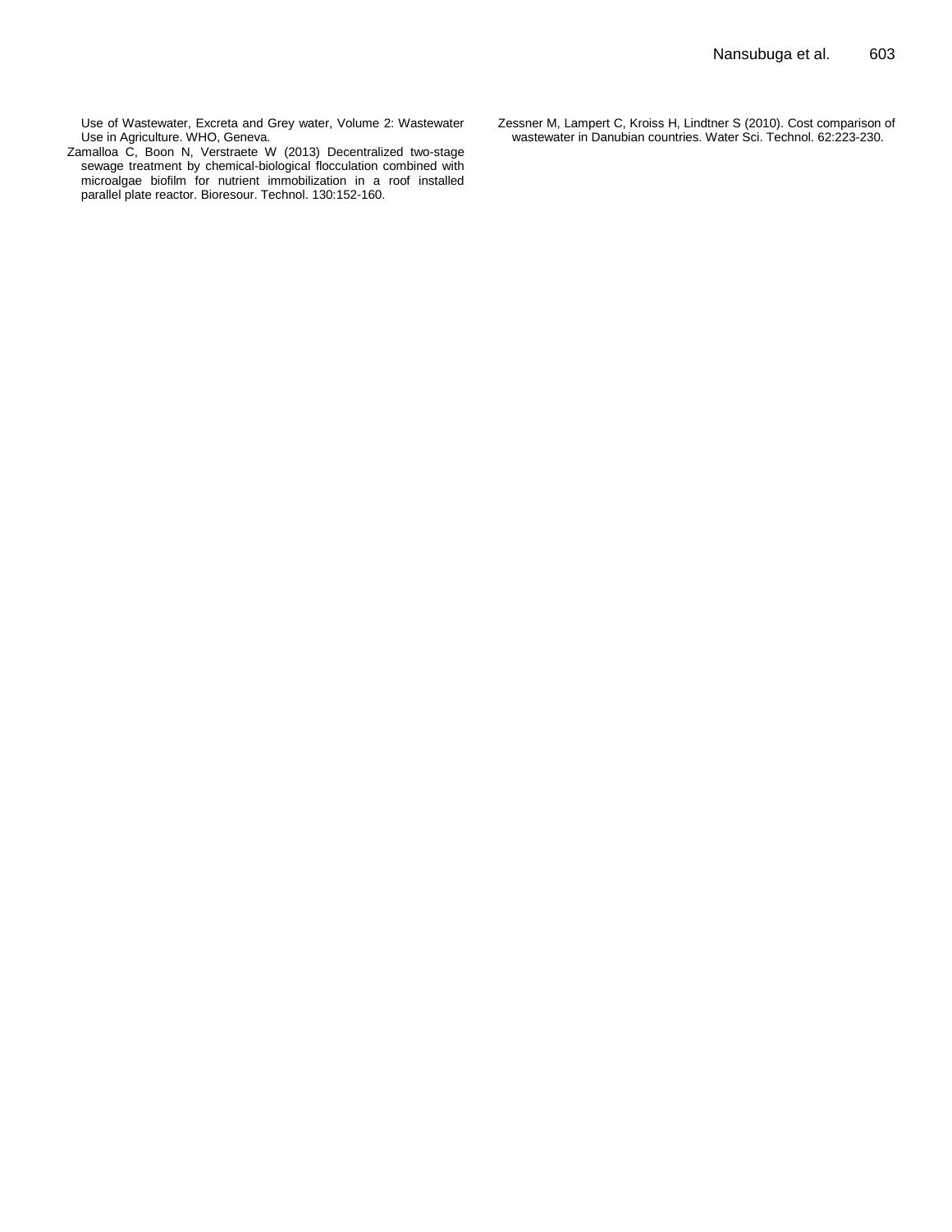Use of Wastewater, Excreta and Grey water, Volume 2: Wastewater Use in Agriculture. WHO, Geneva.

Zamalloa C, Boon N, Verstraete W (2013) Decentralized two-stage sewage treatment by chemical-biological flocculation combined with microalgae biofilm for nutrient immobilization in a roof installed parallel plate reactor. Bioresour. Technol. 130:152-160.

Zessner M, Lampert C, Kroiss H, Lindtner S (2010). Cost comparison of wastewater in Danubian countries. Water Sci. Technol. 62:223-230.